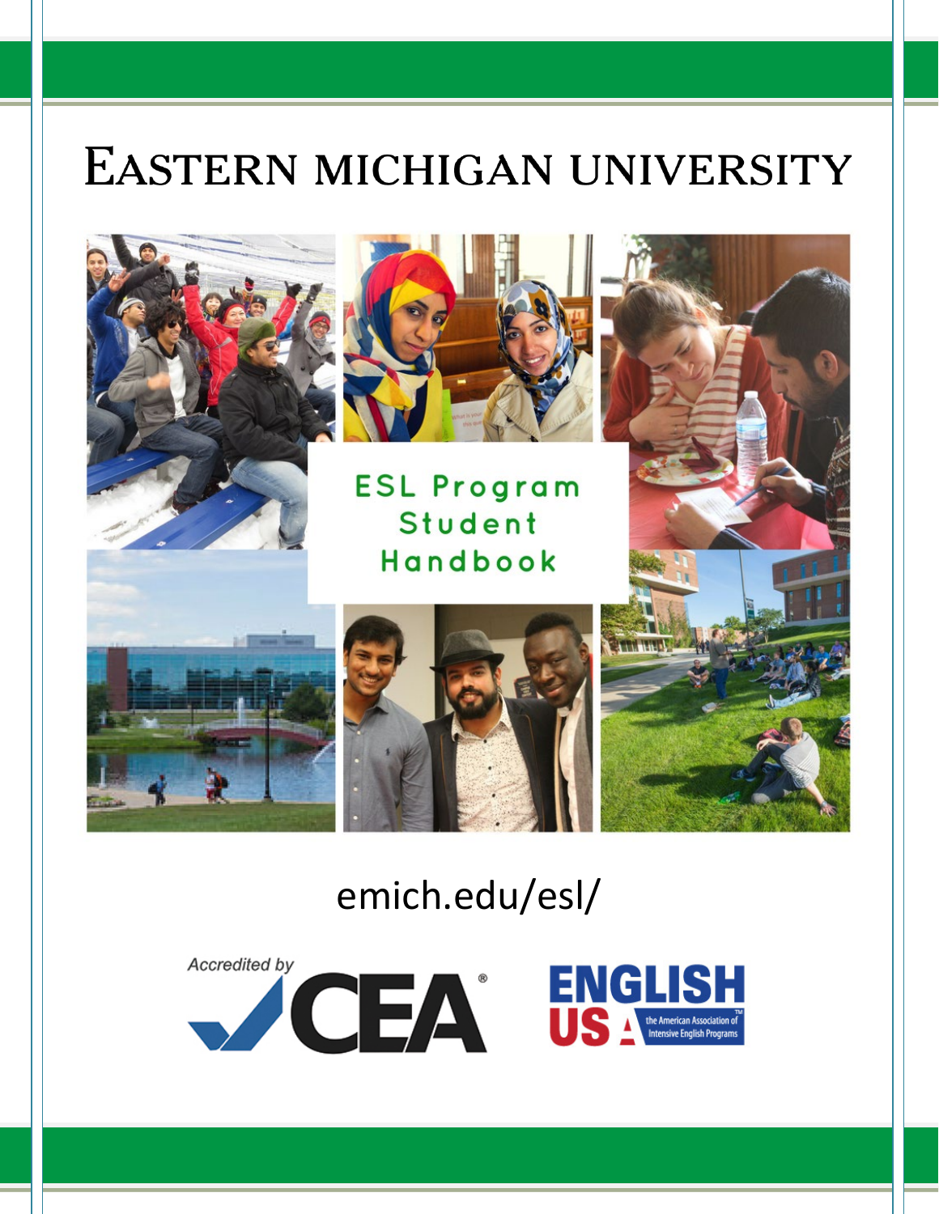# Eastern Michigan University

## ESL Program Student Handbook

emich.edu/esl/

Accredited by CEA

ENGLISH USA the American Association of Intensive English Programs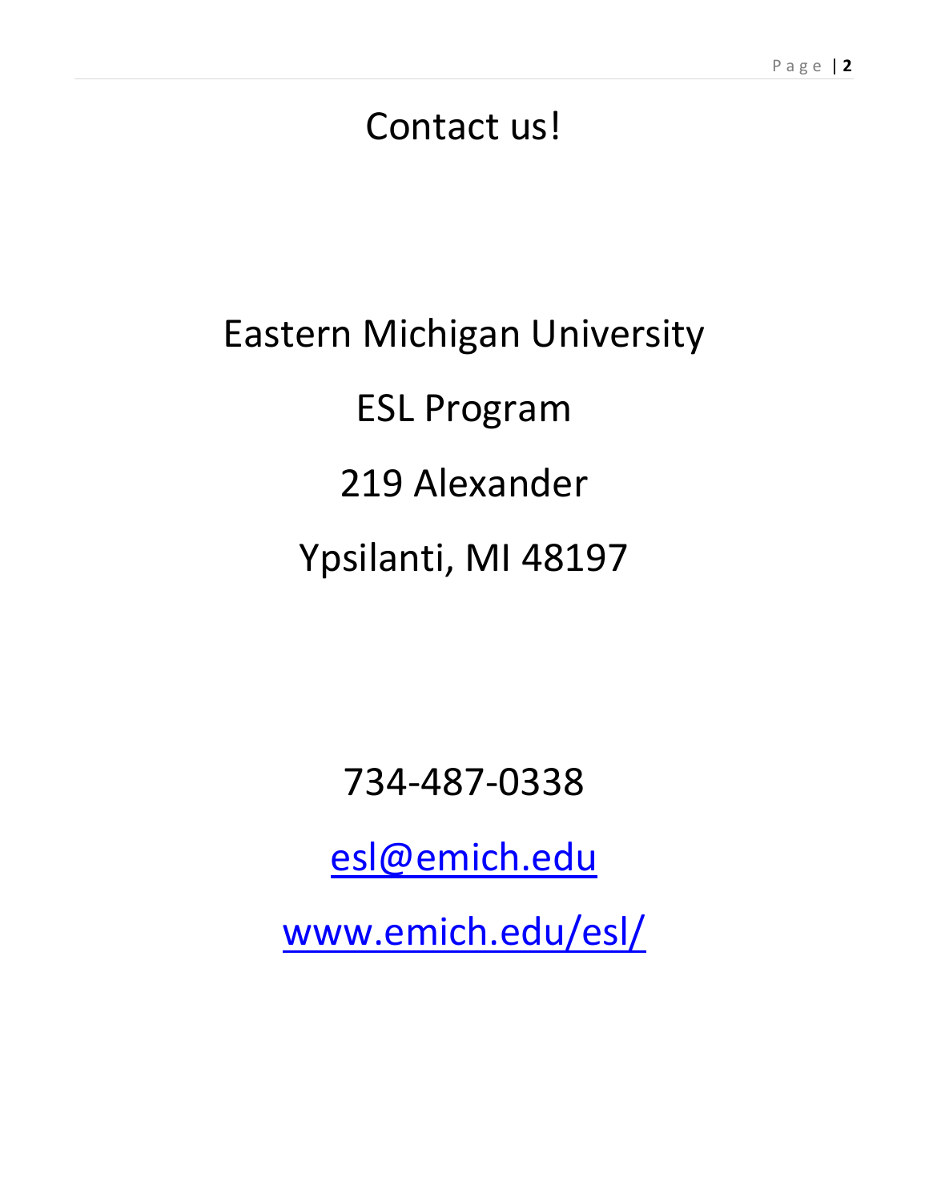# Contact us!

Eastern Michigan University

ESL Program

219 Alexander

Ypsilanti, MI 48197

734-487-0338

[esl@emich.edu](mailto:esl@emich.edu)

[www.emich.edu/esl/](http://www.emich.edu/esl/)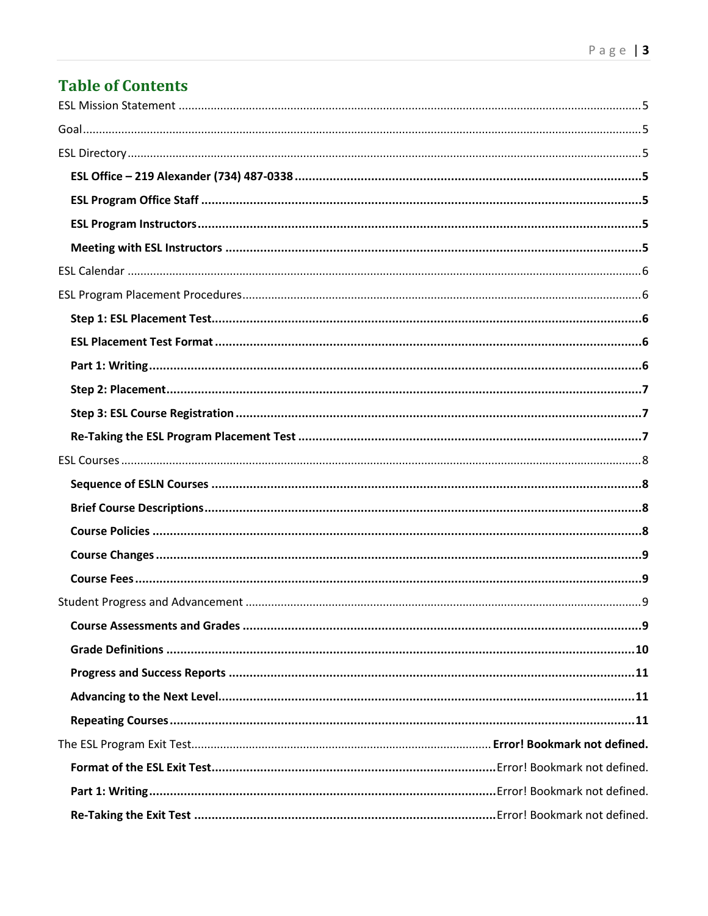## Table of Contents

ESL Mission Statement .......... 5

Goal .......... 5

ESL Directory .......... 5

- **ESL Office – 219 Alexander (734) 487-0338 .......... 5**
- **ESL Program Office Staff .......... 5**
- **ESL Program Instructors .......... 5**
- **Meeting with ESL Instructors .......... 5**

ESL Calendar .......... 6

ESL Program Placement Procedures .......... 6

- **Step 1: ESL Placement Test .......... 6**
- **ESL Placement Test Format .......... 6**
- **Part 1: Writing .......... 6**
- **Step 2: Placement .......... 7**
- **Step 3: ESL Course Registration .......... 7**
- **Re-Taking the ESL Program Placement Test .......... 7**

ESL Courses .......... 8

- **Sequence of ESLN Courses .......... 8**
- **Brief Course Descriptions .......... 8**
- **Course Policies .......... 8**
- **Course Changes .......... 9**
- **Course Fees .......... 9**

Student Progress and Advancement .......... 9

- **Course Assessments and Grades .......... 9**
- **Grade Definitions .......... 10**
- **Progress and Success Reports .......... 11**
- **Advancing to the Next Level .......... 11**
- **Repeating Courses .......... 11**

The ESL Program Exit Test .......... **Error! Bookmark not defined.**

- **Format of the ESL Exit Test** .......... Error! Bookmark not defined.
- **Part 1: Writing** .......... Error! Bookmark not defined.
- **Re-Taking the Exit Test** .......... Error! Bookmark not defined.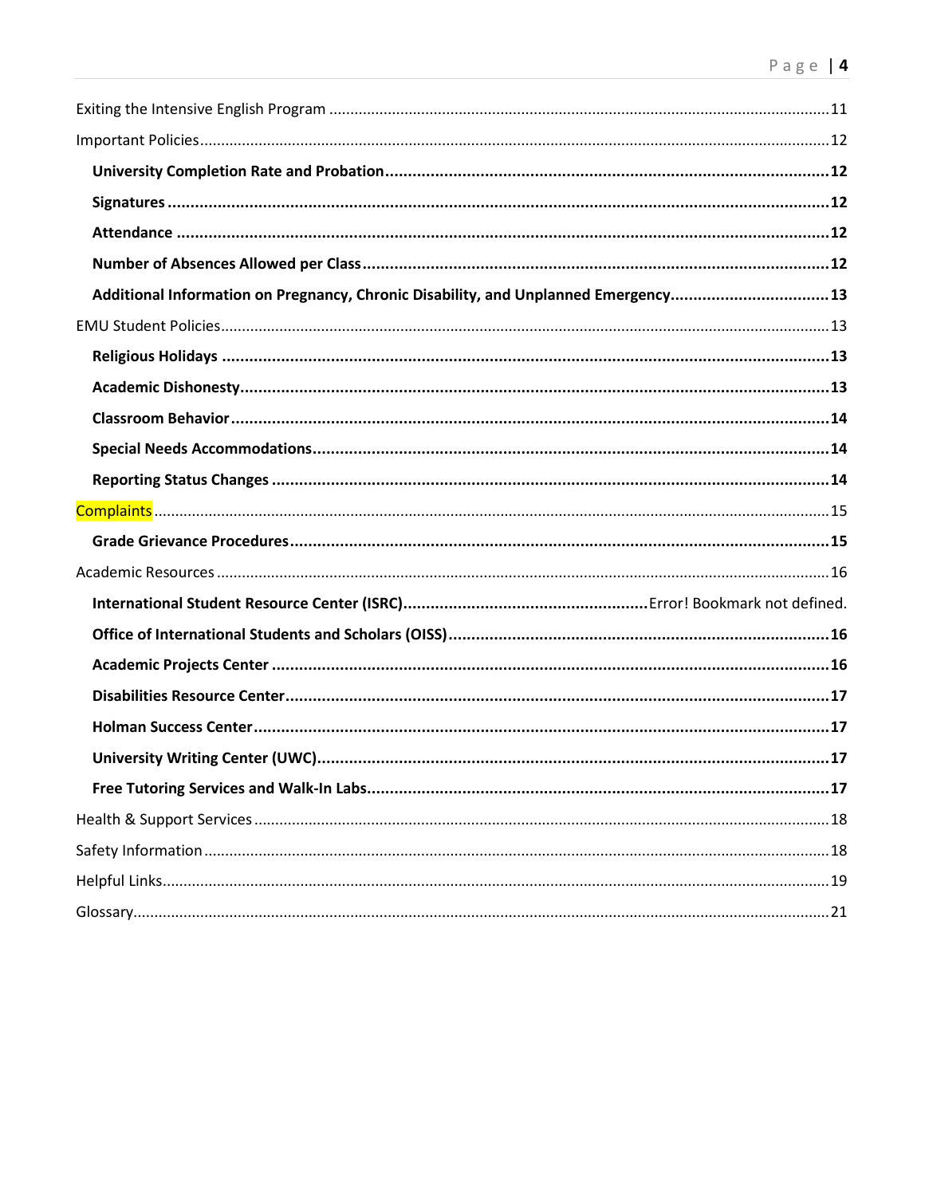Exiting the Intensive English Program ....................................................................................................11

Important Policies....................................................................................................................................12

- **University Completion Rate and Probation ....................................................................................12**
- **Signatures ..........................................................................................................................................12**
- **Attendance ..........................................................................................................................................12**
- **Number of Absences Allowed per Class ............................................................................................12**
- **Additional Information on Pregnancy, Chronic Disability, and Unplanned Emergency....................13**

EMU Student Policies..............................................................................................................................13

- **Religious Holidays ...............................................................................................................................13**
- **Academic Dishonesty..........................................................................................................................13**
- **Classroom Behavior ............................................................................................................................14**
- **Special Needs Accommodations..........................................................................................................14**
- **Reporting Status Changes ..................................................................................................................14**

Complaints ...............................................................................................................................................15

- **Grade Grievance Procedures..............................................................................................................15**

Academic Resources ................................................................................................................................16

- **International Student Resource Center (ISRC)........................................................** Error! Bookmark not defined.
- **Office of International Students and Scholars (OISS) .......................................................................16**
- **Academic Projects Center ..................................................................................................................16**
- **Disabilities Resource Center...............................................................................................................17**
- **Holman Success Center.......................................................................................................................17**
- **University Writing Center (UWC)........................................................................................................17**
- **Free Tutoring Services and Walk-In Labs...........................................................................................17**

Health & Support Services .......................................................................................................................18

Safety Information ....................................................................................................................................18

Helpful Links.............................................................................................................................................19

Glossary.....................................................................................................................................................21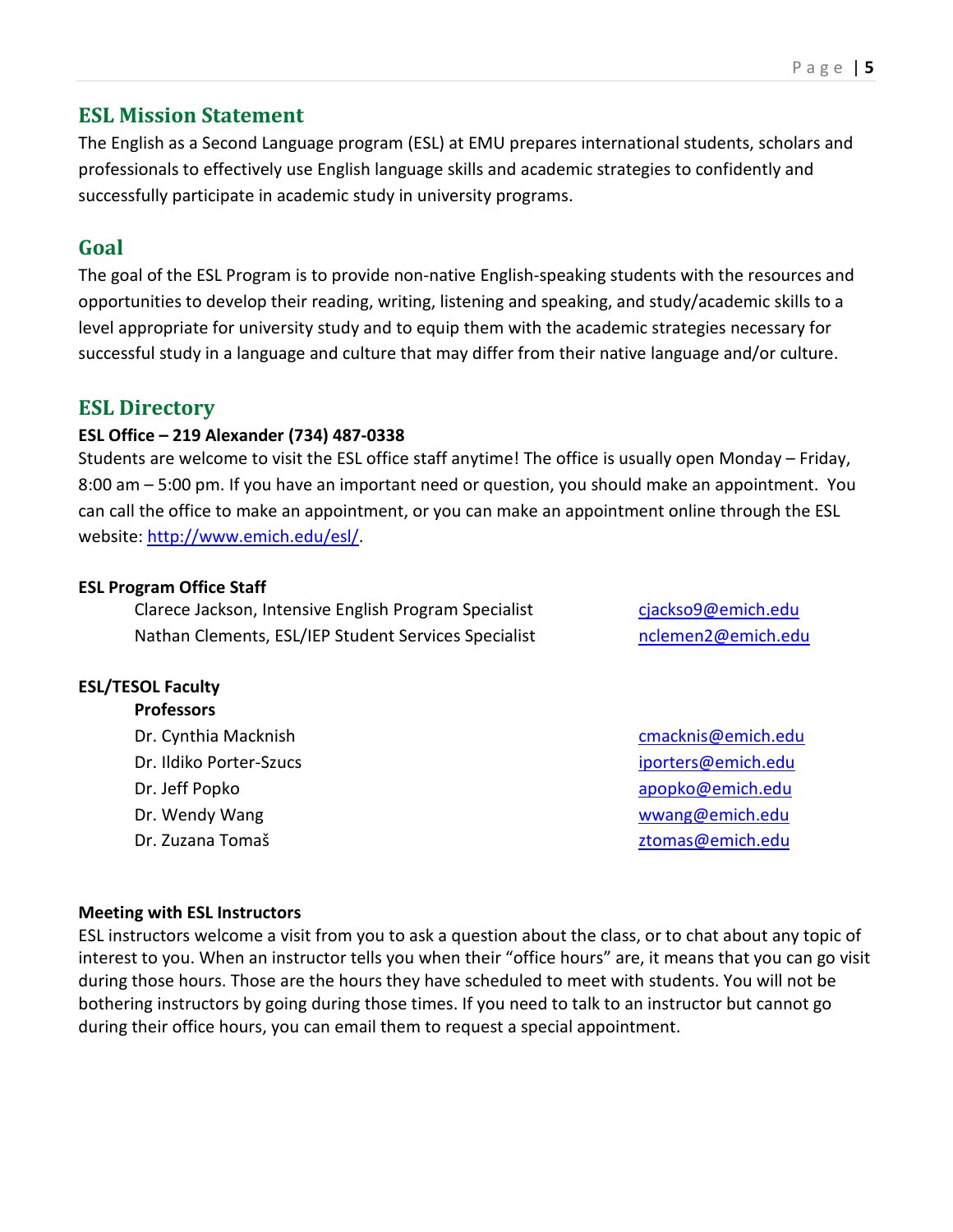## ESL Mission Statement

The English as a Second Language program (ESL) at EMU prepares international students, scholars and professionals to effectively use English language skills and academic strategies to confidently and successfully participate in academic study in university programs.

## Goal

The goal of the ESL Program is to provide non-native English-speaking students with the resources and opportunities to develop their reading, writing, listening and speaking, and study/academic skills to a level appropriate for university study and to equip them with the academic strategies necessary for successful study in a language and culture that may differ from their native language and/or culture.

## ESL Directory

**ESL Office – 219 Alexander (734) 487-0338**

Students are welcome to visit the ESL office staff anytime! The office is usually open Monday – Friday, 8:00 am – 5:00 pm. If you have an important need or question, you should make an appointment. You can call the office to make an appointment, or you can make an appointment online through the ESL website: [http://www.emich.edu/esl/](http://www.emich.edu/esl/).

**ESL Program Office Staff**

| | |
|---|---|
| Clarece Jackson, Intensive English Program Specialist | cjackso9@emich.edu |
| Nathan Clements, ESL/IEP Student Services Specialist | nclemen2@emich.edu |

**ESL/TESOL Faculty**

**Professors**

| | |
|---|---|
| Dr. Cynthia Macknish | cmacknis@emich.edu |
| Dr. Ildiko Porter-Szucs | iporters@emich.edu |
| Dr. Jeff Popko | apopko@emich.edu |
| Dr. Wendy Wang | wwang@emich.edu |
| Dr. Zuzana Tomaš | ztomas@emich.edu |

**Meeting with ESL Instructors**

ESL instructors welcome a visit from you to ask a question about the class, or to chat about any topic of interest to you. When an instructor tells you when their "office hours" are, it means that you can go visit during those hours. Those are the hours they have scheduled to meet with students. You will not be bothering instructors by going during those times. If you need to talk to an instructor but cannot go during their office hours, you can email them to request a special appointment.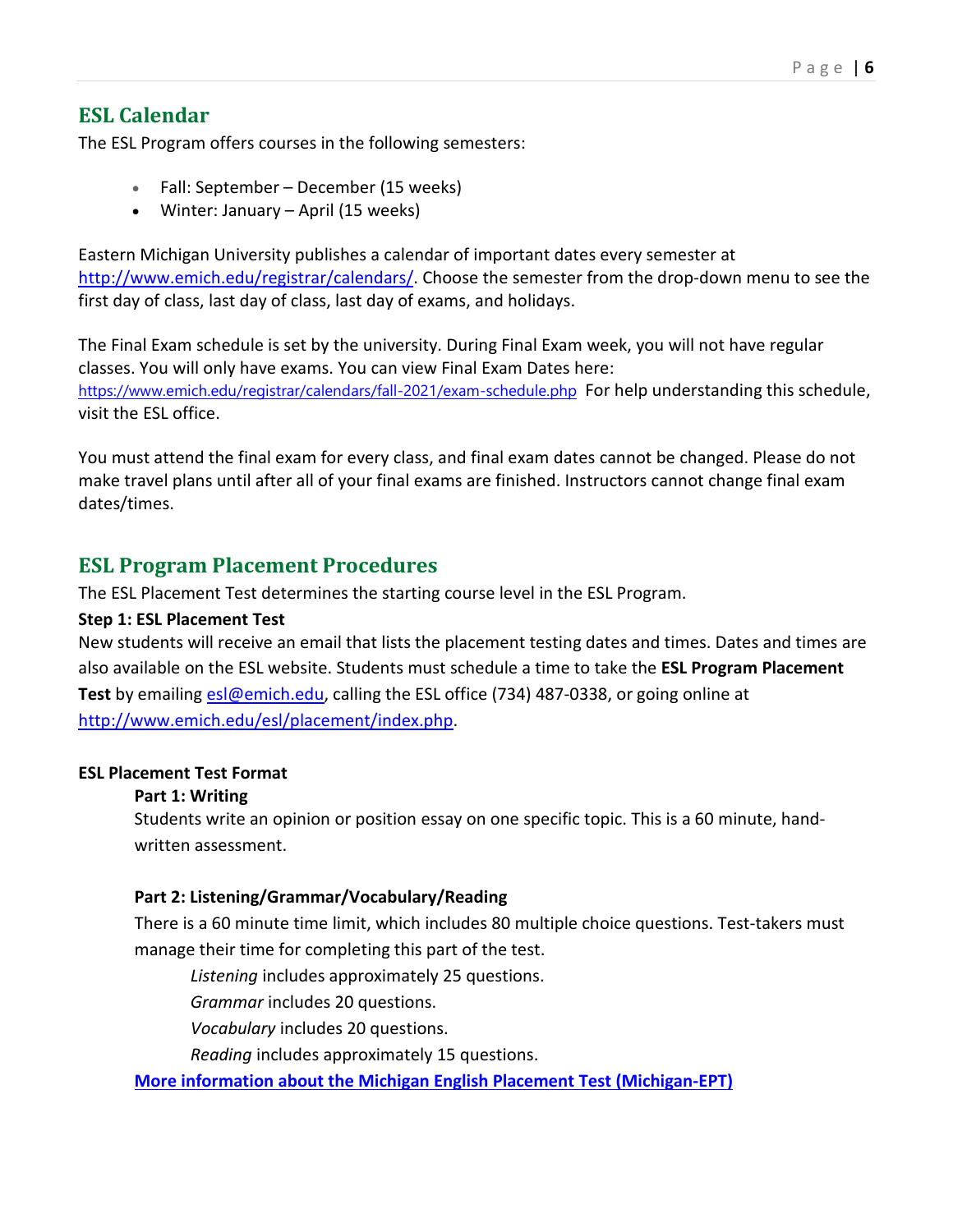## ESL Calendar

The ESL Program offers courses in the following semesters:

- Fall: September – December (15 weeks)
- Winter: January – April (15 weeks)

Eastern Michigan University publishes a calendar of important dates every semester at [http://www.emich.edu/registrar/calendars/](http://www.emich.edu/registrar/calendars/). Choose the semester from the drop-down menu to see the first day of class, last day of class, last day of exams, and holidays.

The Final Exam schedule is set by the university. During Final Exam week, you will not have regular classes. You will only have exams. You can view Final Exam Dates here: [https://www.emich.edu/registrar/calendars/fall-2021/exam-schedule.php](https://www.emich.edu/registrar/calendars/fall-2021/exam-schedule.php) For help understanding this schedule, visit the ESL office.

You must attend the final exam for every class, and final exam dates cannot be changed. Please do not make travel plans until after all of your final exams are finished. Instructors cannot change final exam dates/times.

## ESL Program Placement Procedures

The ESL Placement Test determines the starting course level in the ESL Program.

**Step 1: ESL Placement Test**

New students will receive an email that lists the placement testing dates and times. Dates and times are also available on the ESL website. Students must schedule a time to take the **ESL Program Placement Test** by emailing [esl@emich.edu](mailto:esl@emich.edu), calling the ESL office (734) 487-0338, or going online at [http://www.emich.edu/esl/placement/index.php](http://www.emich.edu/esl/placement/index.php).

**ESL Placement Test Format**

**Part 1: Writing**

Students write an opinion or position essay on one specific topic. This is a 60 minute, hand-written assessment.

**Part 2: Listening/Grammar/Vocabulary/Reading**

There is a 60 minute time limit, which includes 80 multiple choice questions. Test-takers must manage their time for completing this part of the test.

*Listening* includes approximately 25 questions.

*Grammar* includes 20 questions.

*Vocabulary* includes 20 questions.

*Reading* includes approximately 15 questions.

**More information about the Michigan English Placement Test (Michigan-EPT)**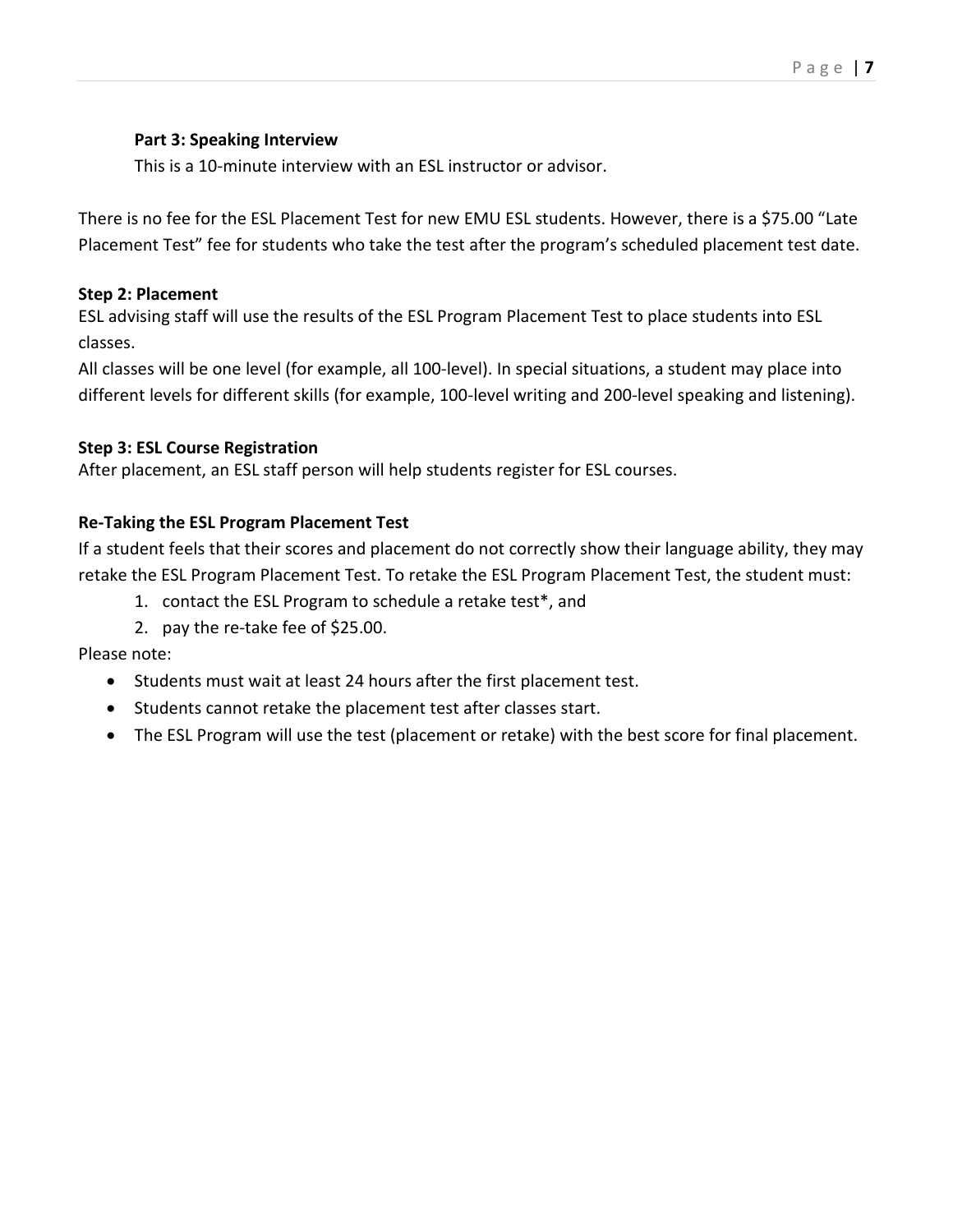**Part 3: Speaking Interview**

This is a 10-minute interview with an ESL instructor or advisor.

There is no fee for the ESL Placement Test for new EMU ESL students. However, there is a $75.00 "Late Placement Test" fee for students who take the test after the program's scheduled placement test date.

**Step 2: Placement**

ESL advising staff will use the results of the ESL Program Placement Test to place students into ESL classes.

All classes will be one level (for example, all 100-level). In special situations, a student may place into different levels for different skills (for example, 100-level writing and 200-level speaking and listening).

**Step 3: ESL Course Registration**

After placement, an ESL staff person will help students register for ESL courses.

**Re-Taking the ESL Program Placement Test**

If a student feels that their scores and placement do not correctly show their language ability, they may retake the ESL Program Placement Test. To retake the ESL Program Placement Test, the student must:

1. contact the ESL Program to schedule a retake test*, and
2. pay the re-take fee of $25.00.

Please note:

- Students must wait at least 24 hours after the first placement test.
- Students cannot retake the placement test after classes start.
- The ESL Program will use the test (placement or retake) with the best score for final placement.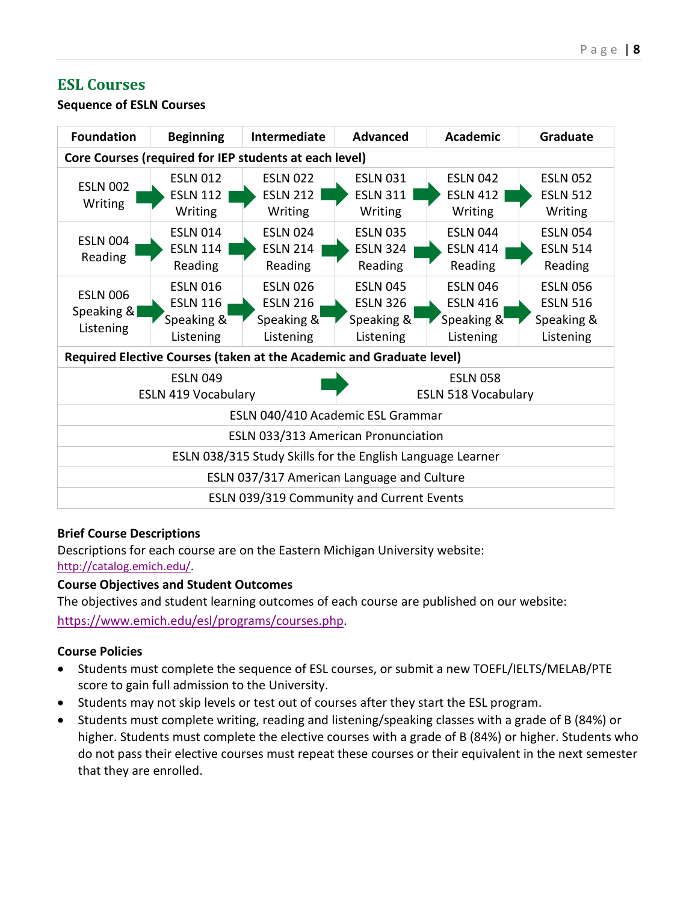## ESL Courses

### Sequence of ESLN Courses

| Foundation | Beginning | Intermediate | Advanced | Academic | Graduate |
|---|---|---|---|---|---|
| **Core Courses (required for IEP students at each level)** | | | | | |
| ESLN 002 Writing | ESLN 012 ESLN 112 Writing | ESLN 022 ESLN 212 Writing | ESLN 031 ESLN 311 Writing | ESLN 042 ESLN 412 Writing | ESLN 052 ESLN 512 Writing |
| ESLN 004 Reading | ESLN 014 ESLN 114 Reading | ESLN 024 ESLN 214 Reading | ESLN 035 ESLN 324 Reading | ESLN 044 ESLN 414 Reading | ESLN 054 ESLN 514 Reading |
| ESLN 006 Speaking & Listening | ESLN 016 ESLN 116 Speaking & Listening | ESLN 026 ESLN 216 Speaking & Listening | ESLN 045 ESLN 326 Speaking & Listening | ESLN 046 ESLN 416 Speaking & Listening | ESLN 056 ESLN 516 Speaking & Listening |
| **Required Elective Courses (taken at the Academic and Graduate level)** | | | | | |
| ESLN 049 ESLN 419 Vocabulary → ESLN 058 ESLN 518 Vocabulary | | | | | |
| ESLN 040/410 Academic ESL Grammar | | | | | |
| ESLN 033/313 American Pronunciation | | | | | |
| ESLN 038/315 Study Skills for the English Language Learner | | | | | |
| ESLN 037/317 American Language and Culture | | | | | |
| ESLN 039/319 Community and Current Events | | | | | |

**Brief Course Descriptions**

Descriptions for each course are on the Eastern Michigan University website: http://catalog.emich.edu/.

**Course Objectives and Student Outcomes**

The objectives and student learning outcomes of each course are published on our website: https://www.emich.edu/esl/programs/courses.php.

**Course Policies**

- Students must complete the sequence of ESL courses, or submit a new TOEFL/IELTS/MELAB/PTE score to gain full admission to the University.
- Students may not skip levels or test out of courses after they start the ESL program.
- Students must complete writing, reading and listening/speaking classes with a grade of B (84%) or higher. Students must complete the elective courses with a grade of B (84%) or higher. Students who do not pass their elective courses must repeat these courses or their equivalent in the next semester that they are enrolled.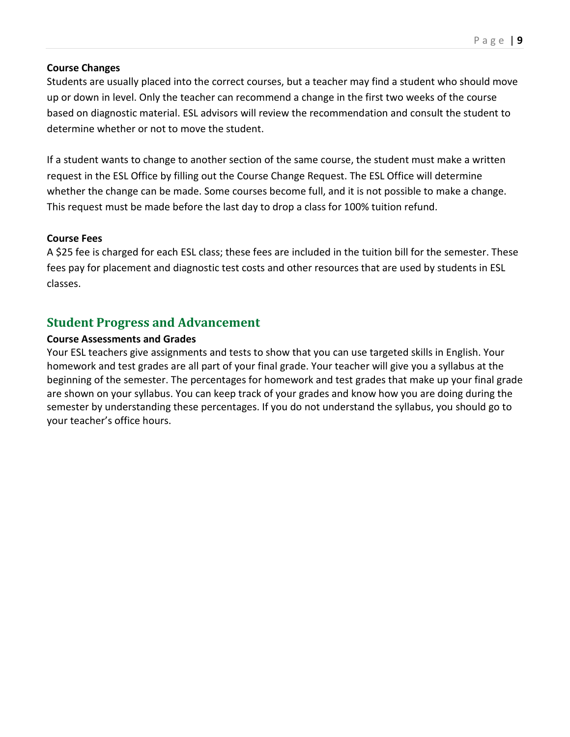**Course Changes**

Students are usually placed into the correct courses, but a teacher may find a student who should move up or down in level. Only the teacher can recommend a change in the first two weeks of the course based on diagnostic material. ESL advisors will review the recommendation and consult the student to determine whether or not to move the student.

If a student wants to change to another section of the same course, the student must make a written request in the ESL Office by filling out the Course Change Request. The ESL Office will determine whether the change can be made. Some courses become full, and it is not possible to make a change. This request must be made before the last day to drop a class for 100% tuition refund.

**Course Fees**

A $25 fee is charged for each ESL class; these fees are included in the tuition bill for the semester. These fees pay for placement and diagnostic test costs and other resources that are used by students in ESL classes.

## Student Progress and Advancement

**Course Assessments and Grades**

Your ESL teachers give assignments and tests to show that you can use targeted skills in English. Your homework and test grades are all part of your final grade. Your teacher will give you a syllabus at the beginning of the semester. The percentages for homework and test grades that make up your final grade are shown on your syllabus. You can keep track of your grades and know how you are doing during the semester by understanding these percentages. If you do not understand the syllabus, you should go to your teacher's office hours.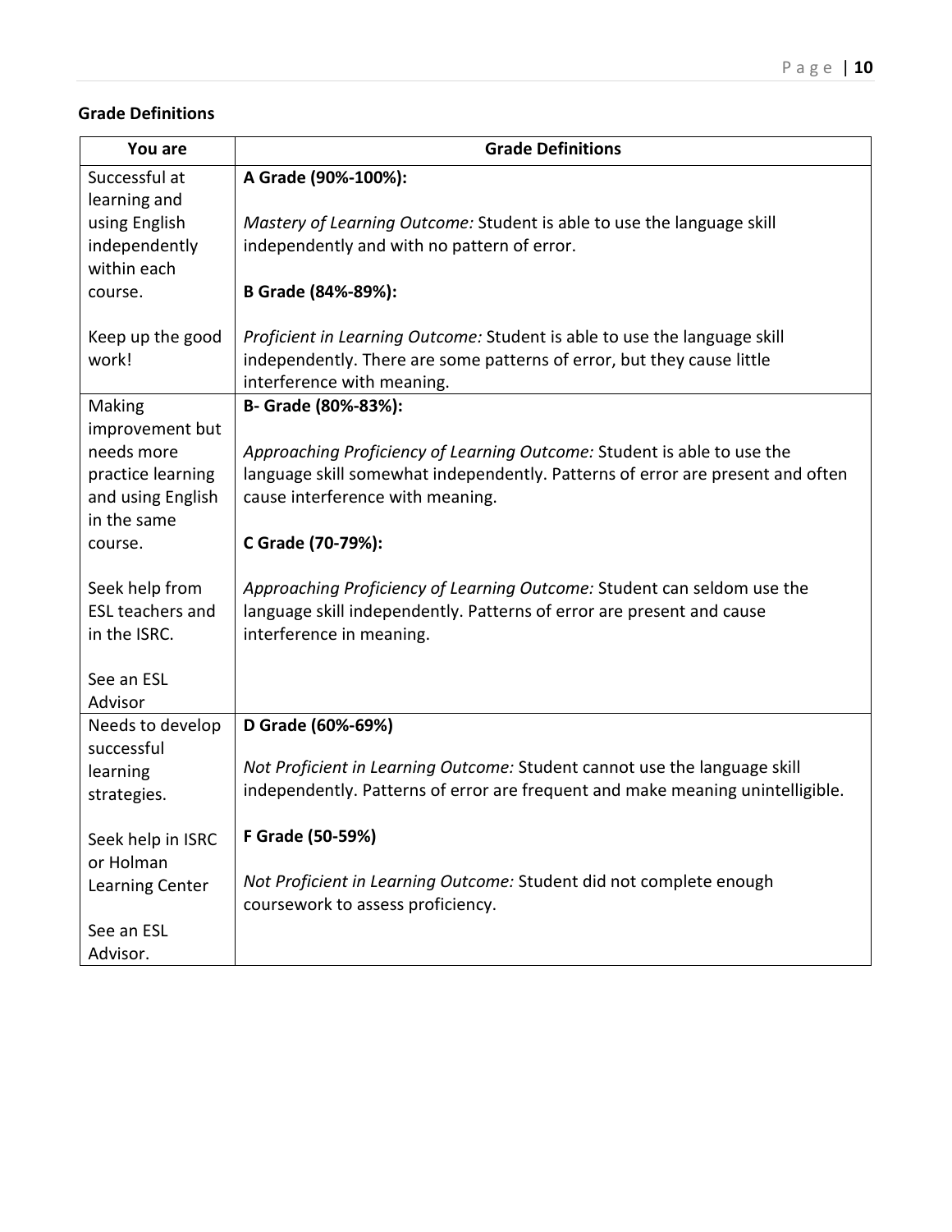## Grade Definitions

| You are | Grade Definitions |
|---|---|
| Successful at learning and using English independently within each course.<br><br>Keep up the good work! | **A Grade (90%-100%):**<br><br>*Mastery of Learning Outcome:* Student is able to use the language skill independently and with no pattern of error.<br><br>**B Grade (84%-89%):**<br><br>*Proficient in Learning Outcome:* Student is able to use the language skill independently. There are some patterns of error, but they cause little interference with meaning. |
| Making improvement but needs more practice learning and using English in the same course.<br><br>Seek help from ESL teachers and in the ISRC.<br><br>See an ESL Advisor | **B- Grade (80%-83%):**<br><br>*Approaching Proficiency of Learning Outcome:* Student is able to use the language skill somewhat independently. Patterns of error are present and often cause interference with meaning.<br><br>**C Grade (70-79%):**<br><br>*Approaching Proficiency of Learning Outcome:* Student can seldom use the language skill independently. Patterns of error are present and cause interference in meaning. |
| Needs to develop successful learning strategies.<br><br>Seek help in ISRC or Holman Learning Center<br><br>See an ESL Advisor. | **D Grade (60%-69%)**<br><br>*Not Proficient in Learning Outcome:* Student cannot use the language skill independently. Patterns of error are frequent and make meaning unintelligible.<br><br>**F Grade (50-59%)**<br><br>*Not Proficient in Learning Outcome:* Student did not complete enough coursework to assess proficiency. |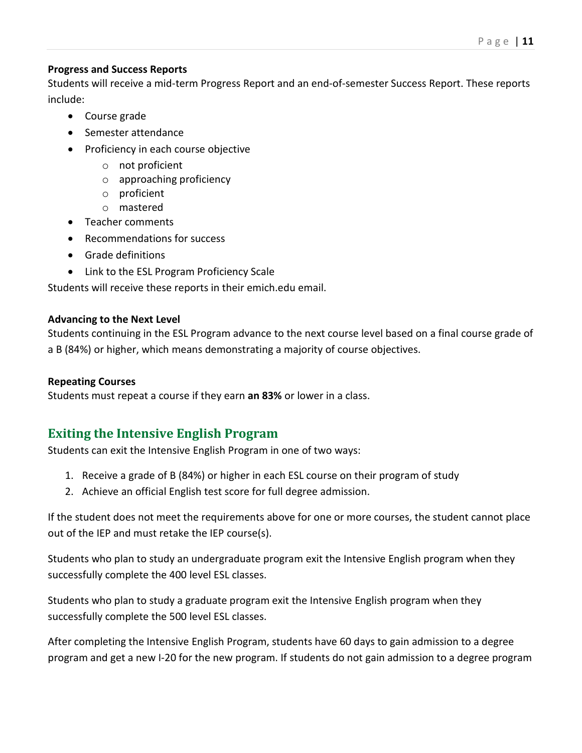**Progress and Success Reports**

Students will receive a mid-term Progress Report and an end-of-semester Success Report. These reports include:

- Course grade
- Semester attendance
- Proficiency in each course objective
  - not proficient
  - approaching proficiency
  - proficient
  - mastered
- Teacher comments
- Recommendations for success
- Grade definitions
- Link to the ESL Program Proficiency Scale

Students will receive these reports in their emich.edu email.

**Advancing to the Next Level**

Students continuing in the ESL Program advance to the next course level based on a final course grade of a B (84%) or higher, which means demonstrating a majority of course objectives.

**Repeating Courses**

Students must repeat a course if they earn **an 83%** or lower in a class.

## Exiting the Intensive English Program

Students can exit the Intensive English Program in one of two ways:

1. Receive a grade of B (84%) or higher in each ESL course on their program of study
2. Achieve an official English test score for full degree admission.

If the student does not meet the requirements above for one or more courses, the student cannot place out of the IEP and must retake the IEP course(s).

Students who plan to study an undergraduate program exit the Intensive English program when they successfully complete the 400 level ESL classes.

Students who plan to study a graduate program exit the Intensive English program when they successfully complete the 500 level ESL classes.

After completing the Intensive English Program, students have 60 days to gain admission to a degree program and get a new I-20 for the new program. If students do not gain admission to a degree program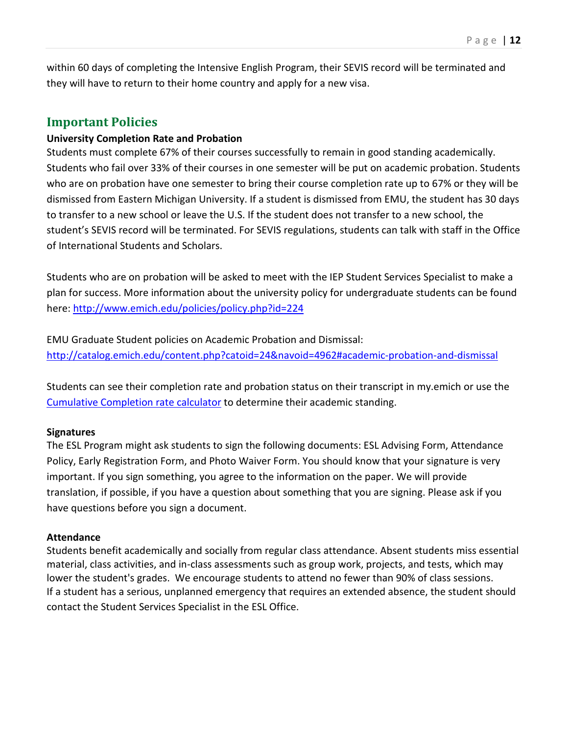within 60 days of completing the Intensive English Program, their SEVIS record will be terminated and they will have to return to their home country and apply for a new visa.

## Important Policies

**University Completion Rate and Probation**

Students must complete 67% of their courses successfully to remain in good standing academically. Students who fail over 33% of their courses in one semester will be put on academic probation. Students who are on probation have one semester to bring their course completion rate up to 67% or they will be dismissed from Eastern Michigan University. If a student is dismissed from EMU, the student has 30 days to transfer to a new school or leave the U.S. If the student does not transfer to a new school, the student's SEVIS record will be terminated. For SEVIS regulations, students can talk with staff in the Office of International Students and Scholars.

Students who are on probation will be asked to meet with the IEP Student Services Specialist to make a plan for success. More information about the university policy for undergraduate students can be found here: [http://www.emich.edu/policies/policy.php?id=224](http://www.emich.edu/policies/policy.php?id=224)

EMU Graduate Student policies on Academic Probation and Dismissal: [http://catalog.emich.edu/content.php?catoid=24&navoid=4962#academic-probation-and-dismissal](http://catalog.emich.edu/content.php?catoid=24&navoid=4962#academic-probation-and-dismissal)

Students can see their completion rate and probation status on their transcript in my.emich or use the Cumulative Completion rate calculator to determine their academic standing.

**Signatures**

The ESL Program might ask students to sign the following documents: ESL Advising Form, Attendance Policy, Early Registration Form, and Photo Waiver Form. You should know that your signature is very important. If you sign something, you agree to the information on the paper. We will provide translation, if possible, if you have a question about something that you are signing. Please ask if you have questions before you sign a document.

**Attendance**

Students benefit academically and socially from regular class attendance. Absent students miss essential material, class activities, and in-class assessments such as group work, projects, and tests, which may lower the student's grades. We encourage students to attend no fewer than 90% of class sessions. If a student has a serious, unplanned emergency that requires an extended absence, the student should contact the Student Services Specialist in the ESL Office.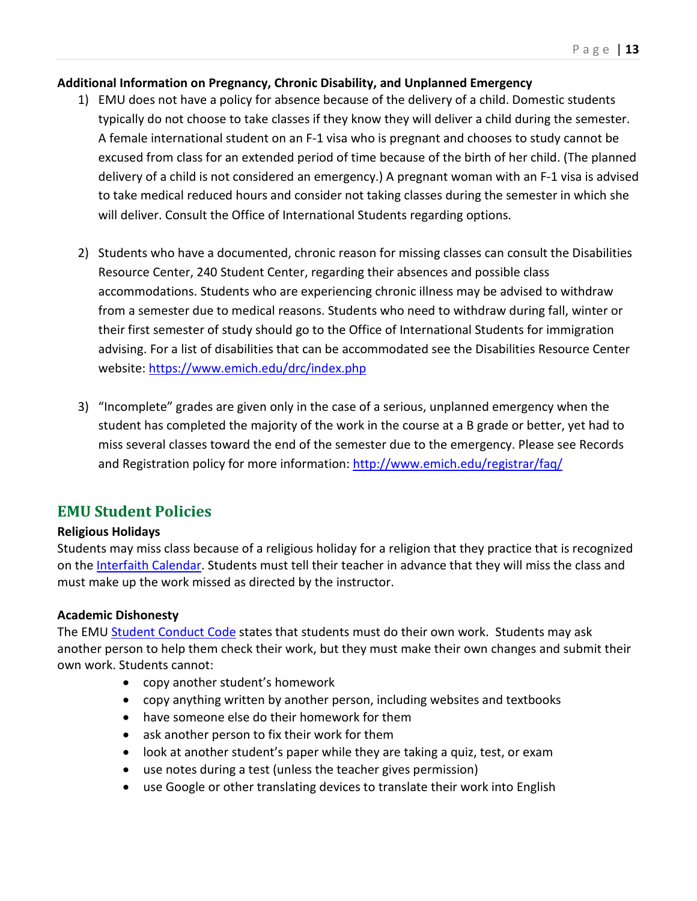**Additional Information on Pregnancy, Chronic Disability, and Unplanned Emergency**

1) EMU does not have a policy for absence because of the delivery of a child. Domestic students typically do not choose to take classes if they know they will deliver a child during the semester. A female international student on an F-1 visa who is pregnant and chooses to study cannot be excused from class for an extended period of time because of the birth of her child. (The planned delivery of a child is not considered an emergency.) A pregnant woman with an F-1 visa is advised to take medical reduced hours and consider not taking classes during the semester in which she will deliver. Consult the Office of International Students regarding options.

2) Students who have a documented, chronic reason for missing classes can consult the Disabilities Resource Center, 240 Student Center, regarding their absences and possible class accommodations. Students who are experiencing chronic illness may be advised to withdraw from a semester due to medical reasons. Students who need to withdraw during fall, winter or their first semester of study should go to the Office of International Students for immigration advising. For a list of disabilities that can be accommodated see the Disabilities Resource Center website: [https://www.emich.edu/drc/index.php](https://www.emich.edu/drc/index.php)

3) "Incomplete" grades are given only in the case of a serious, unplanned emergency when the student has completed the majority of the work in the course at a B grade or better, yet had to miss several classes toward the end of the semester due to the emergency. Please see Records and Registration policy for more information: [http://www.emich.edu/registrar/faq/](http://www.emich.edu/registrar/faq/)

## EMU Student Policies

**Religious Holidays**

Students may miss class because of a religious holiday for a religion that they practice that is recognized on the Interfaith Calendar. Students must tell their teacher in advance that they will miss the class and must make up the work missed as directed by the instructor.

**Academic Dishonesty**

The EMU Student Conduct Code states that students must do their own work. Students may ask another person to help them check their work, but they must make their own changes and submit their own work. Students cannot:

- copy another student's homework
- copy anything written by another person, including websites and textbooks
- have someone else do their homework for them
- ask another person to fix their work for them
- look at another student's paper while they are taking a quiz, test, or exam
- use notes during a test (unless the teacher gives permission)
- use Google or other translating devices to translate their work into English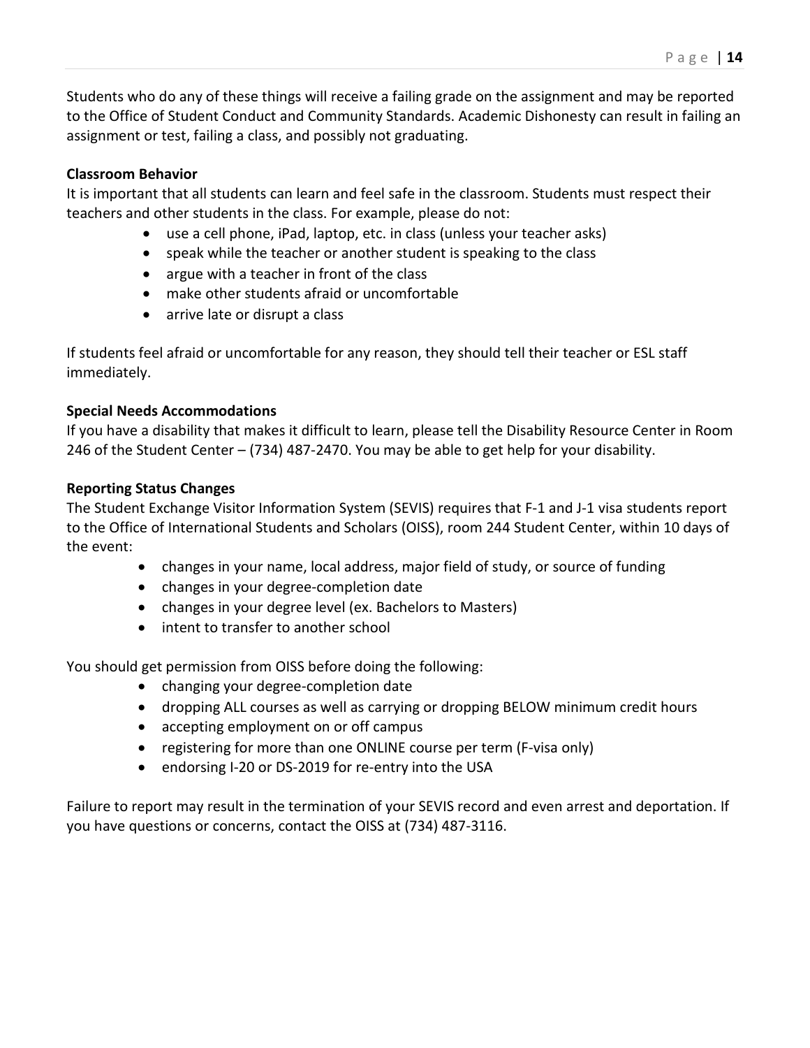Students who do any of these things will receive a failing grade on the assignment and may be reported to the Office of Student Conduct and Community Standards. Academic Dishonesty can result in failing an assignment or test, failing a class, and possibly not graduating.

**Classroom Behavior**

It is important that all students can learn and feel safe in the classroom. Students must respect their teachers and other students in the class. For example, please do not:

- use a cell phone, iPad, laptop, etc. in class (unless your teacher asks)
- speak while the teacher or another student is speaking to the class
- argue with a teacher in front of the class
- make other students afraid or uncomfortable
- arrive late or disrupt a class

If students feel afraid or uncomfortable for any reason, they should tell their teacher or ESL staff immediately.

**Special Needs Accommodations**

If you have a disability that makes it difficult to learn, please tell the Disability Resource Center in Room 246 of the Student Center – (734) 487-2470. You may be able to get help for your disability.

**Reporting Status Changes**

The Student Exchange Visitor Information System (SEVIS) requires that F-1 and J-1 visa students report to the Office of International Students and Scholars (OISS), room 244 Student Center, within 10 days of the event:

- changes in your name, local address, major field of study, or source of funding
- changes in your degree-completion date
- changes in your degree level (ex. Bachelors to Masters)
- intent to transfer to another school

You should get permission from OISS before doing the following:

- changing your degree-completion date
- dropping ALL courses as well as carrying or dropping BELOW minimum credit hours
- accepting employment on or off campus
- registering for more than one ONLINE course per term (F-visa only)
- endorsing I-20 or DS-2019 for re-entry into the USA

Failure to report may result in the termination of your SEVIS record and even arrest and deportation. If you have questions or concerns, contact the OISS at (734) 487-3116.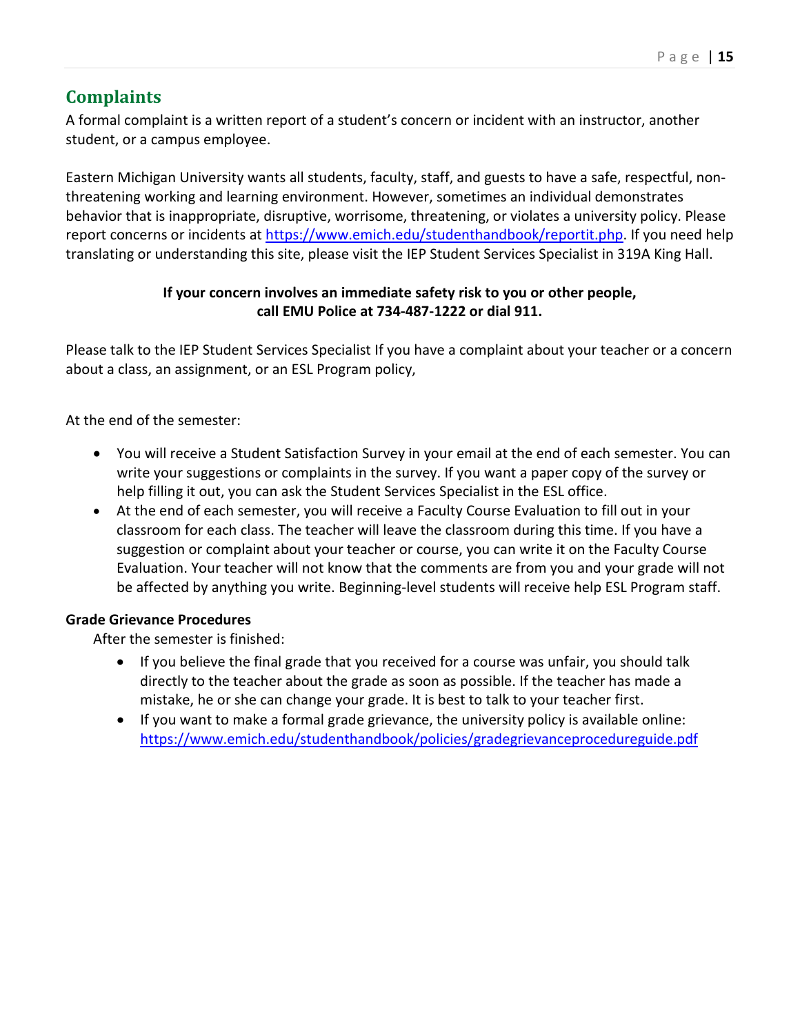## Complaints

A formal complaint is a written report of a student's concern or incident with an instructor, another student, or a campus employee.

Eastern Michigan University wants all students, faculty, staff, and guests to have a safe, respectful, non-threatening working and learning environment. However, sometimes an individual demonstrates behavior that is inappropriate, disruptive, worrisome, threatening, or violates a university policy. Please report concerns or incidents at https://www.emich.edu/studenthandbook/reportit.php. If you need help translating or understanding this site, please visit the IEP Student Services Specialist in 319A King Hall.

**If your concern involves an immediate safety risk to you or other people, call EMU Police at 734-487-1222 or dial 911.**

Please talk to the IEP Student Services Specialist If you have a complaint about your teacher or a concern about a class, an assignment, or an ESL Program policy,

At the end of the semester:

- You will receive a Student Satisfaction Survey in your email at the end of each semester. You can write your suggestions or complaints in the survey. If you want a paper copy of the survey or help filling it out, you can ask the Student Services Specialist in the ESL office.
- At the end of each semester, you will receive a Faculty Course Evaluation to fill out in your classroom for each class. The teacher will leave the classroom during this time. If you have a suggestion or complaint about your teacher or course, you can write it on the Faculty Course Evaluation. Your teacher will not know that the comments are from you and your grade will not be affected by anything you write. Beginning-level students will receive help ESL Program staff.

**Grade Grievance Procedures**

After the semester is finished:

- If you believe the final grade that you received for a course was unfair, you should talk directly to the teacher about the grade as soon as possible. If the teacher has made a mistake, he or she can change your grade. It is best to talk to your teacher first.
- If you want to make a formal grade grievance, the university policy is available online: https://www.emich.edu/studenthandbook/policies/gradegrievanceprocedureguide.pdf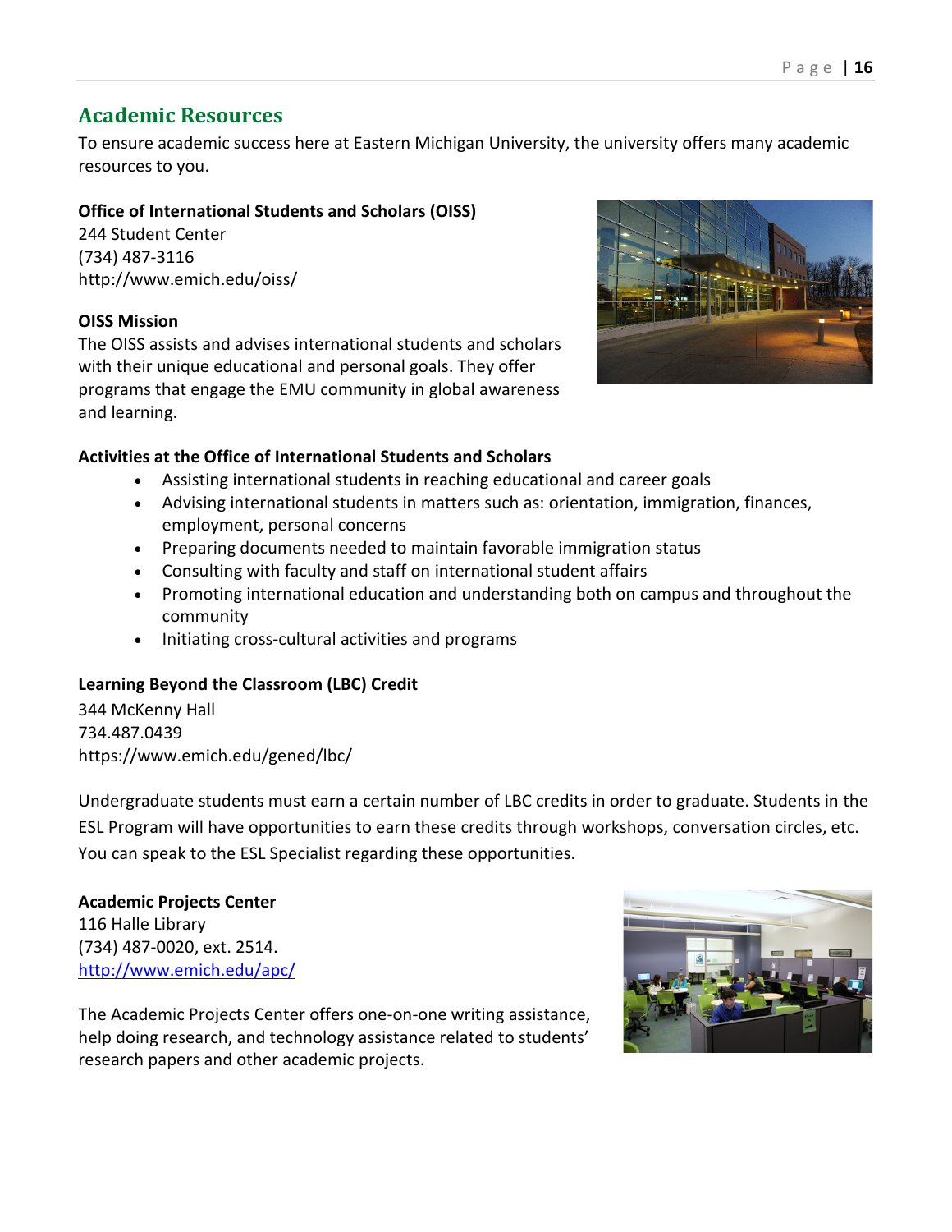## Academic Resources

To ensure academic success here at Eastern Michigan University, the university offers many academic resources to you.

**Office of International Students and Scholars (OISS)**
244 Student Center
(734) 487-3116
http://www.emich.edu/oiss/

**OISS Mission**
The OISS assists and advises international students and scholars with their unique educational and personal goals. They offer programs that engage the EMU community in global awareness and learning.

**Activities at the Office of International Students and Scholars**

- Assisting international students in reaching educational and career goals
- Advising international students in matters such as: orientation, immigration, finances, employment, personal concerns
- Preparing documents needed to maintain favorable immigration status
- Consulting with faculty and staff on international student affairs
- Promoting international education and understanding both on campus and throughout the community
- Initiating cross-cultural activities and programs

**Learning Beyond the Classroom (LBC) Credit**
344 McKenny Hall
734.487.0439
https://www.emich.edu/gened/lbc/

Undergraduate students must earn a certain number of LBC credits in order to graduate. Students in the ESL Program will have opportunities to earn these credits through workshops, conversation circles, etc. You can speak to the ESL Specialist regarding these opportunities.

**Academic Projects Center**
116 Halle Library
(734) 487-0020, ext. 2514.
http://www.emich.edu/apc/

The Academic Projects Center offers one-on-one writing assistance, help doing research, and technology assistance related to students' research papers and other academic projects.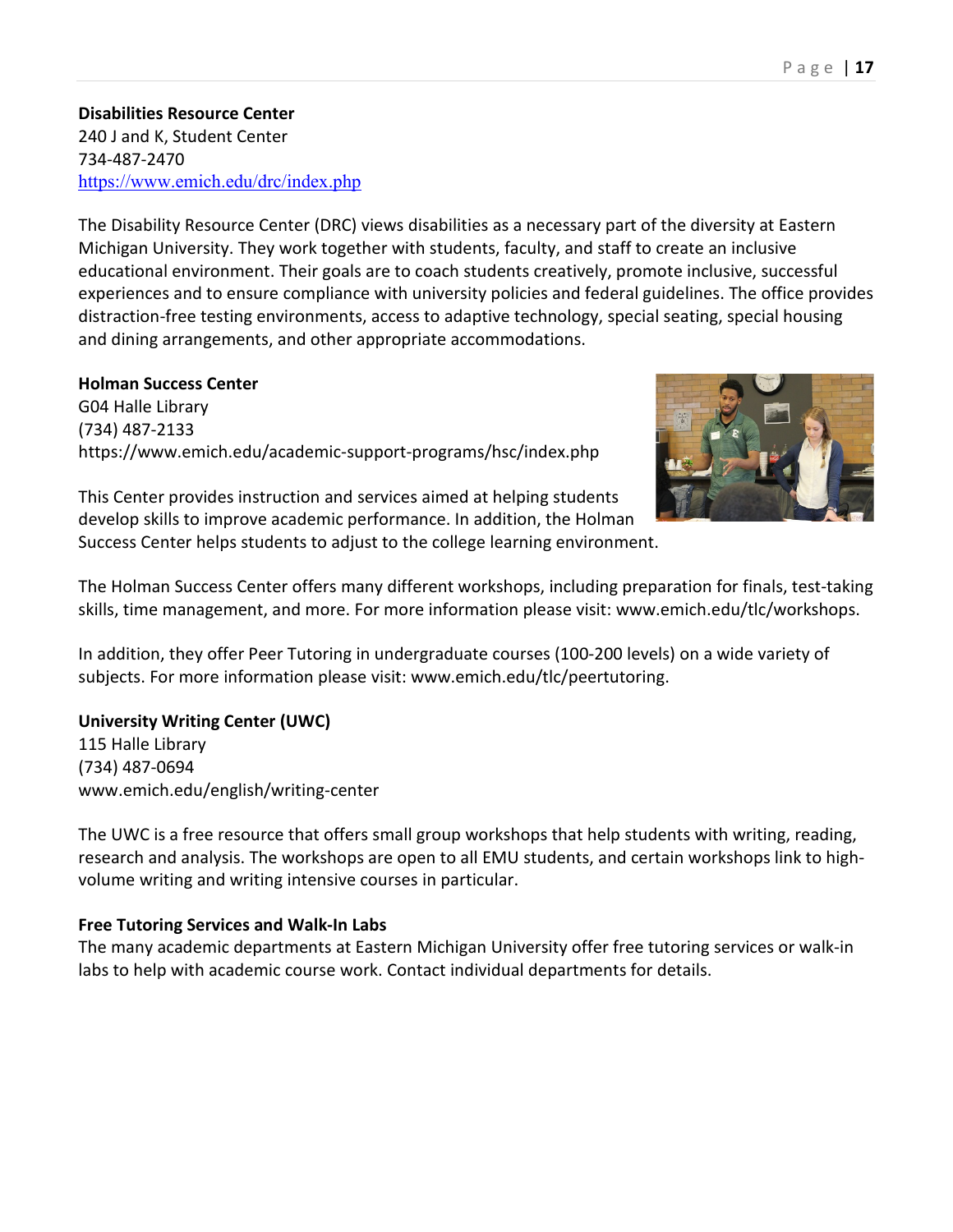**Disabilities Resource Center**
240 J and K, Student Center
734-487-2470
https://www.emich.edu/drc/index.php

The Disability Resource Center (DRC) views disabilities as a necessary part of the diversity at Eastern Michigan University. They work together with students, faculty, and staff to create an inclusive educational environment. Their goals are to coach students creatively, promote inclusive, successful experiences and to ensure compliance with university policies and federal guidelines. The office provides distraction-free testing environments, access to adaptive technology, special seating, special housing and dining arrangements, and other appropriate accommodations.

**Holman Success Center**
G04 Halle Library
(734) 487-2133
https://www.emich.edu/academic-support-programs/hsc/index.php

This Center provides instruction and services aimed at helping students develop skills to improve academic performance. In addition, the Holman Success Center helps students to adjust to the college learning environment.

The Holman Success Center offers many different workshops, including preparation for finals, test-taking skills, time management, and more. For more information please visit: www.emich.edu/tlc/workshops.

In addition, they offer Peer Tutoring in undergraduate courses (100-200 levels) on a wide variety of subjects. For more information please visit: www.emich.edu/tlc/peertutoring.

**University Writing Center (UWC)**
115 Halle Library
(734) 487-0694
www.emich.edu/english/writing-center

The UWC is a free resource that offers small group workshops that help students with writing, reading, research and analysis. The workshops are open to all EMU students, and certain workshops link to high-volume writing and writing intensive courses in particular.

**Free Tutoring Services and Walk-In Labs**
The many academic departments at Eastern Michigan University offer free tutoring services or walk-in labs to help with academic course work. Contact individual departments for details.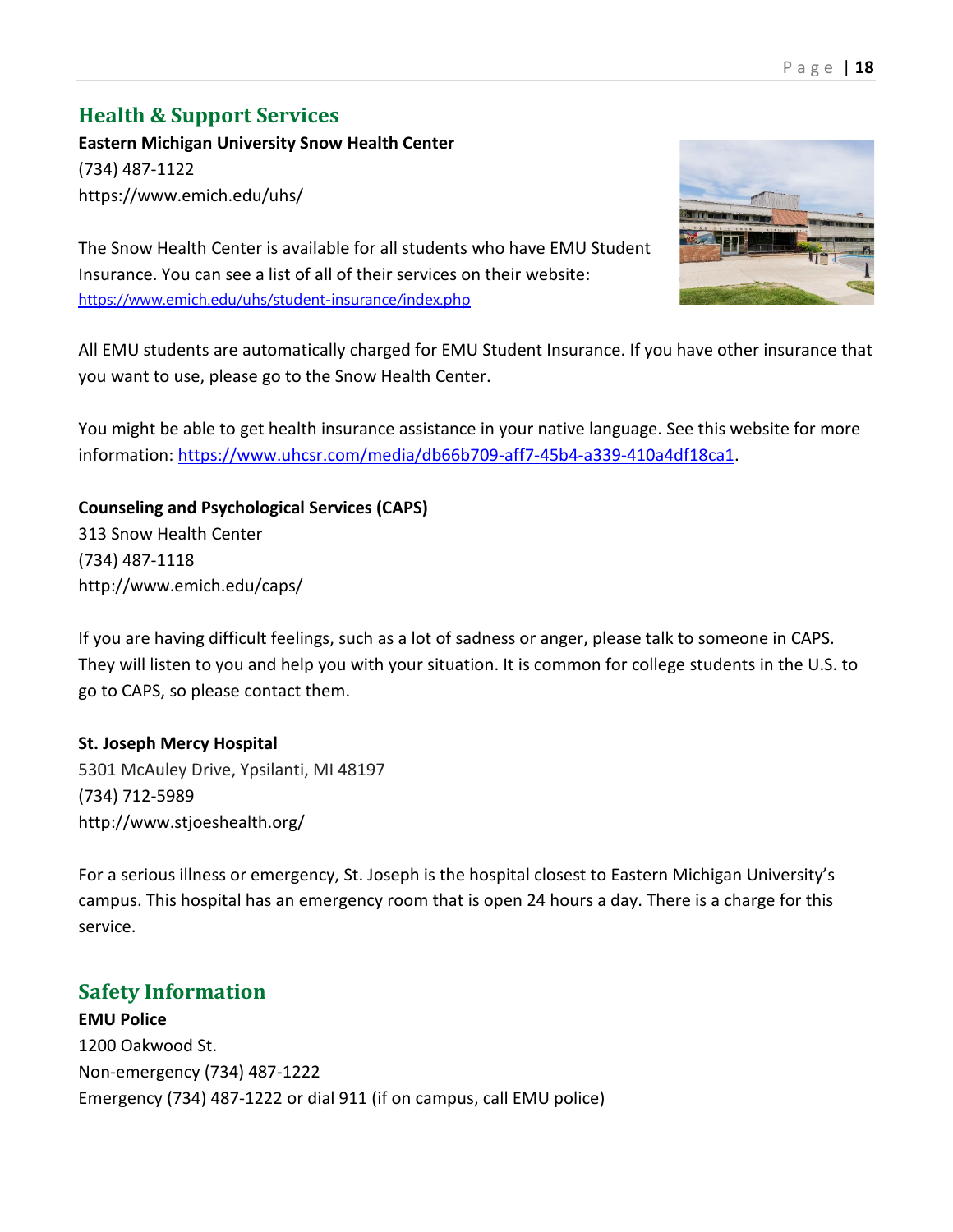## Health & Support Services

**Eastern Michigan University Snow Health Center**
(734) 487-1122
https://www.emich.edu/uhs/

The Snow Health Center is available for all students who have EMU Student Insurance. You can see a list of all of their services on their website: https://www.emich.edu/uhs/student-insurance/index.php

All EMU students are automatically charged for EMU Student Insurance. If you have other insurance that you want to use, please go to the Snow Health Center.

You might be able to get health insurance assistance in your native language. See this website for more information: https://www.uhcsr.com/media/db66b709-aff7-45b4-a339-410a4df18ca1.

**Counseling and Psychological Services (CAPS)**
313 Snow Health Center
(734) 487-1118
http://www.emich.edu/caps/

If you are having difficult feelings, such as a lot of sadness or anger, please talk to someone in CAPS. They will listen to you and help you with your situation. It is common for college students in the U.S. to go to CAPS, so please contact them.

**St. Joseph Mercy Hospital**
5301 McAuley Drive, Ypsilanti, MI 48197
(734) 712-5989
http://www.stjoeshealth.org/

For a serious illness or emergency, St. Joseph is the hospital closest to Eastern Michigan University's campus. This hospital has an emergency room that is open 24 hours a day. There is a charge for this service.

## Safety Information

**EMU Police**
1200 Oakwood St.
Non-emergency (734) 487-1222
Emergency (734) 487-1222 or dial 911 (if on campus, call EMU police)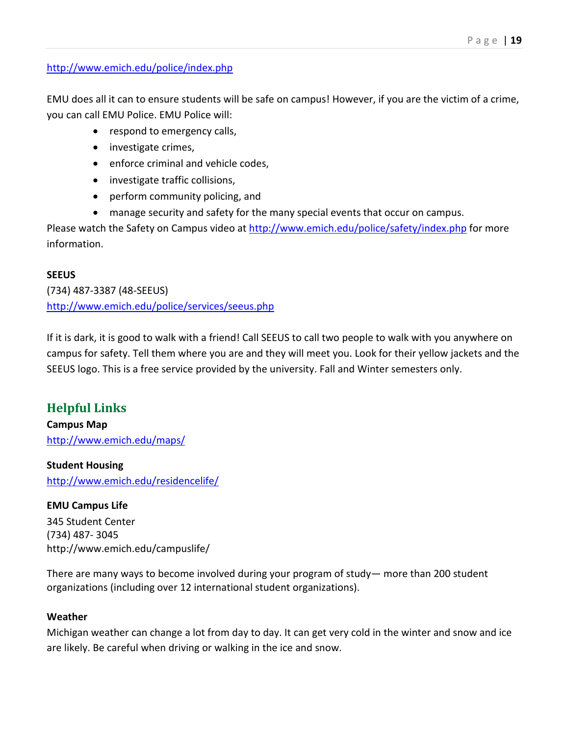http://www.emich.edu/police/index.php

EMU does all it can to ensure students will be safe on campus! However, if you are the victim of a crime, you can call EMU Police. EMU Police will:

- respond to emergency calls,
- investigate crimes,
- enforce criminal and vehicle codes,
- investigate traffic collisions,
- perform community policing, and
- manage security and safety for the many special events that occur on campus.

Please watch the Safety on Campus video at http://www.emich.edu/police/safety/index.php for more information.

**SEEUS**
(734) 487-3387 (48-SEEUS)
http://www.emich.edu/police/services/seeus.php

If it is dark, it is good to walk with a friend! Call SEEUS to call two people to walk with you anywhere on campus for safety. Tell them where you are and they will meet you. Look for their yellow jackets and the SEEUS logo. This is a free service provided by the university. Fall and Winter semesters only.

## Helpful Links

**Campus Map**
http://www.emich.edu/maps/

**Student Housing**
http://www.emich.edu/residencelife/

**EMU Campus Life**
345 Student Center
(734) 487- 3045
http://www.emich.edu/campuslife/

There are many ways to become involved during your program of study— more than 200 student organizations (including over 12 international student organizations).

**Weather**
Michigan weather can change a lot from day to day. It can get very cold in the winter and snow and ice are likely. Be careful when driving or walking in the ice and snow.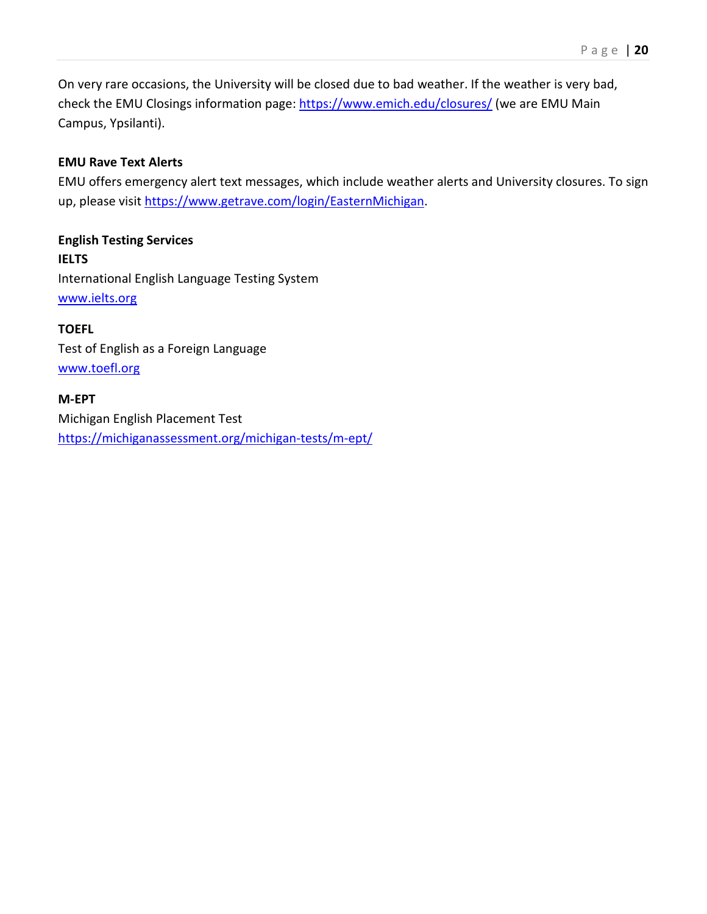On very rare occasions, the University will be closed due to bad weather. If the weather is very bad, check the EMU Closings information page: https://www.emich.edu/closures/ (we are EMU Main Campus, Ypsilanti).

**EMU Rave Text Alerts**

EMU offers emergency alert text messages, which include weather alerts and University closures. To sign up, please visit https://www.getrave.com/login/EasternMichigan.

**English Testing Services**

**IELTS**

International English Language Testing System

www.ielts.org

**TOEFL**

Test of English as a Foreign Language

www.toefl.org

**M-EPT**

Michigan English Placement Test

https://michiganassessment.org/michigan-tests/m-ept/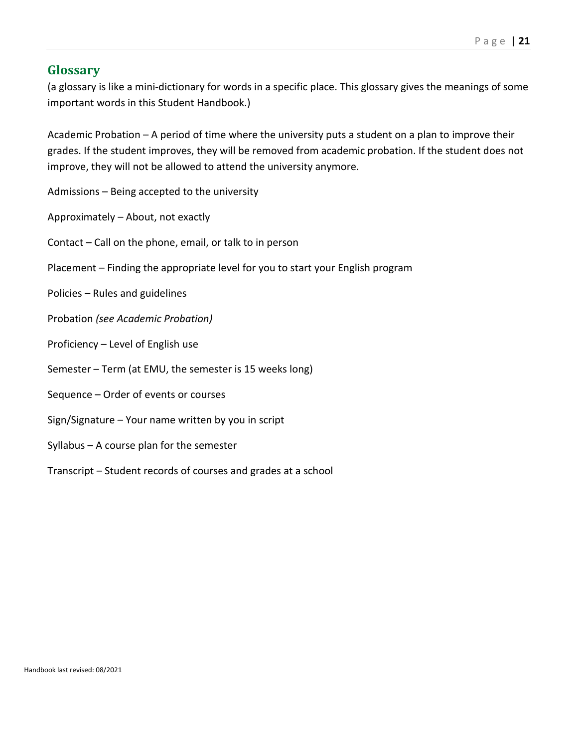## Glossary

(a glossary is like a mini-dictionary for words in a specific place. This glossary gives the meanings of some important words in this Student Handbook.)

Academic Probation – A period of time where the university puts a student on a plan to improve their grades. If the student improves, they will be removed from academic probation. If the student does not improve, they will not be allowed to attend the university anymore.

Admissions – Being accepted to the university

Approximately – About, not exactly

Contact – Call on the phone, email, or talk to in person

Placement – Finding the appropriate level for you to start your English program

Policies – Rules and guidelines

Probation *(see Academic Probation)*

Proficiency – Level of English use

Semester – Term (at EMU, the semester is 15 weeks long)

Sequence – Order of events or courses

Sign/Signature – Your name written by you in script

Syllabus – A course plan for the semester

Transcript – Student records of courses and grades at a school